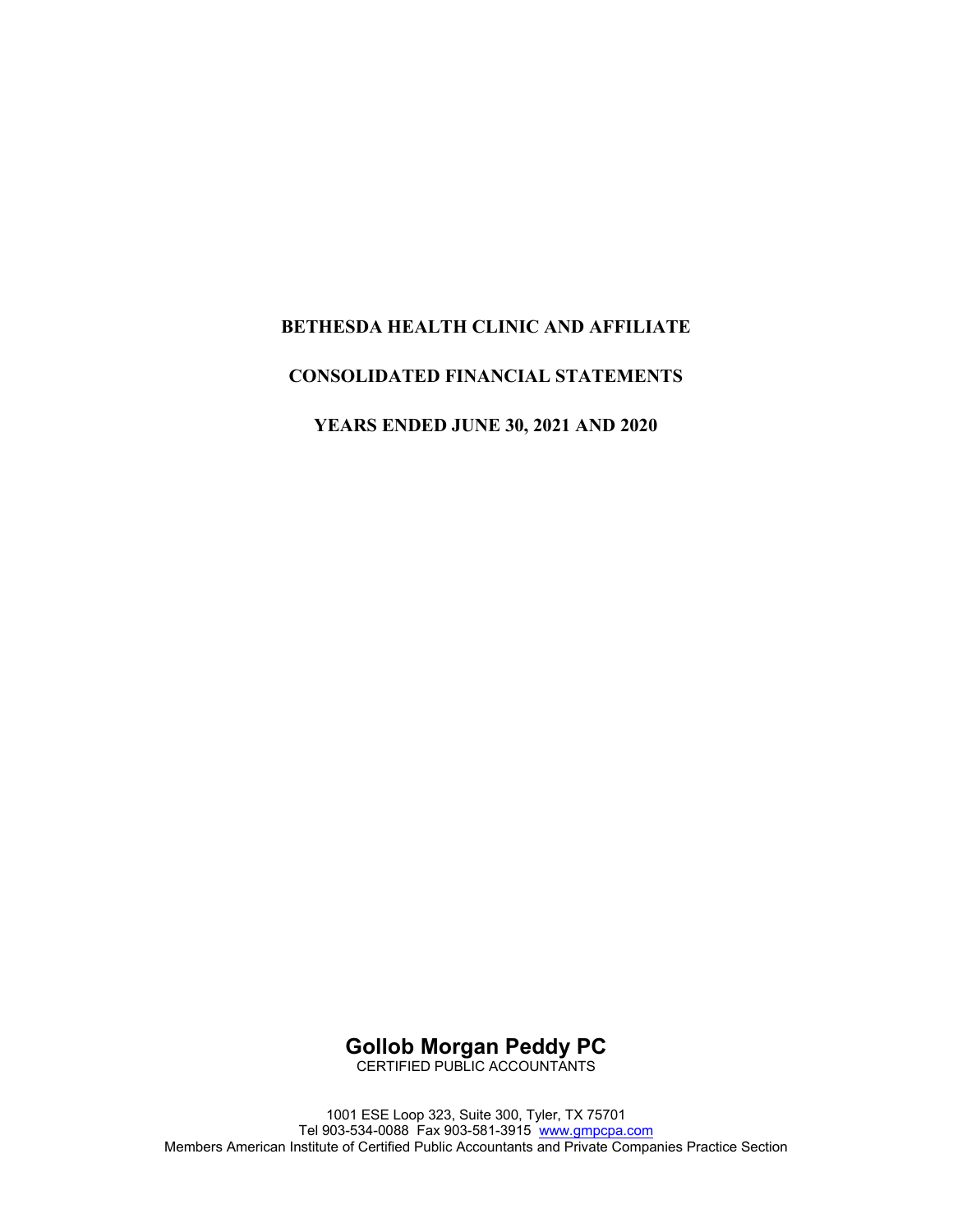# BETHESDA HEALTH CLINIC AND AFFILIATE

## CONSOLIDATED FINANCIAL STATEMENTS

## YEARS ENDED JUNE 30, 2021 AND 2020

**Gollob Morgan Peddy PC**
CERTIFIED PUBLIC ACCOUNTANTS

1001 ESE Loop 323, Suite 300, Tyler, TX 75701
Tel 903-534-0088 Fax 903-581-3915 www.gmpcpa.com
Members American Institute of Certified Public Accountants and Private Companies Practice Section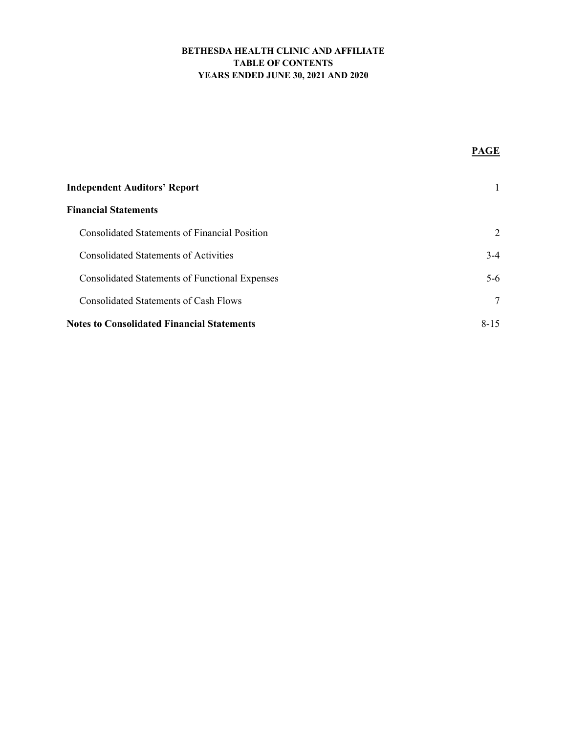# BETHESDA HEALTH CLINIC AND AFFILIATE
## TABLE OF CONTENTS
## YEARS ENDED JUNE 30, 2021 AND 2020

| | PAGE |
|---|---|
| **Independent Auditors' Report** | 1 |
| **Financial Statements** | |
| Consolidated Statements of Financial Position | 2 |
| Consolidated Statements of Activities | 3-4 |
| Consolidated Statements of Functional Expenses | 5-6 |
| Consolidated Statements of Cash Flows | 7 |
| **Notes to Consolidated Financial Statements** | 8-15 |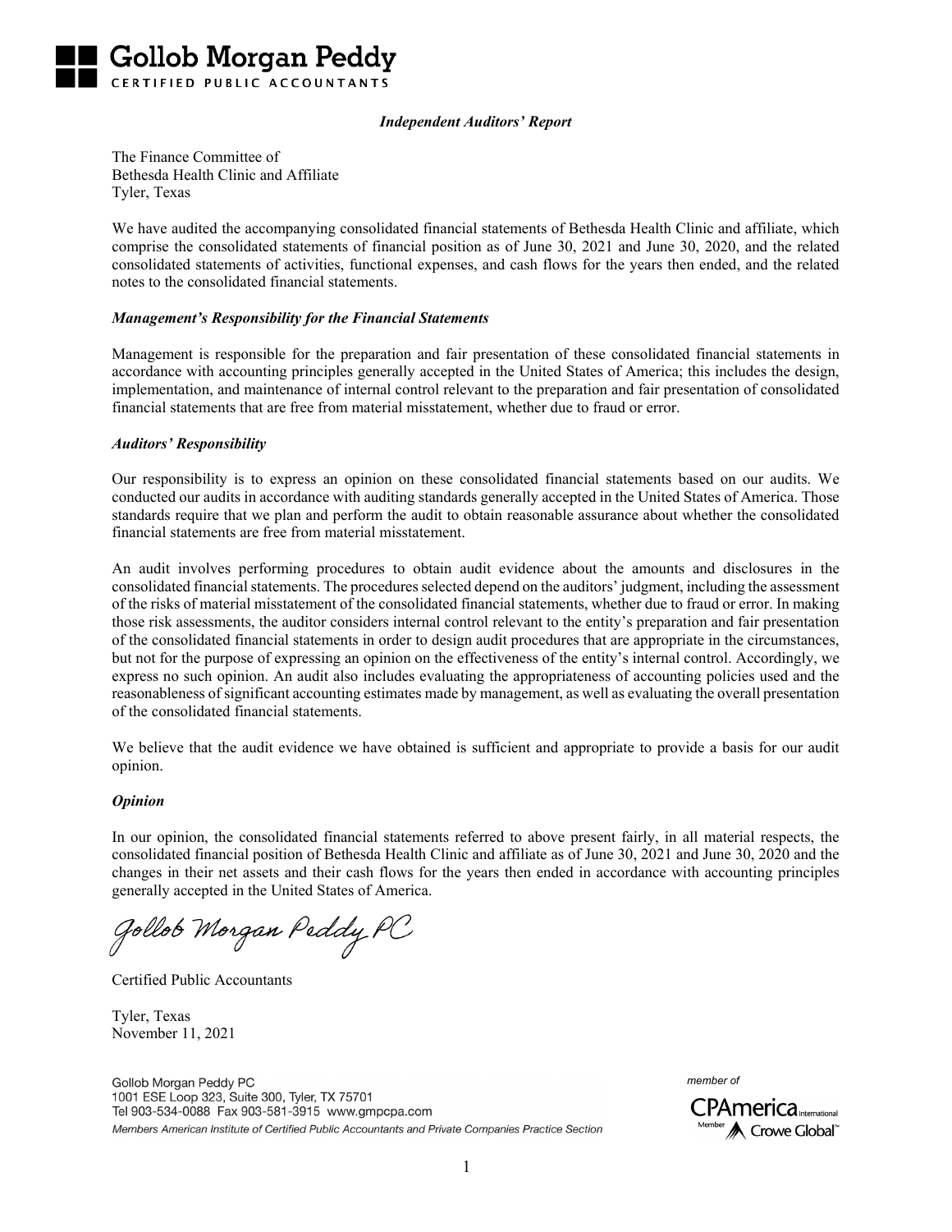**Gollob Morgan Peddy**
CERTIFIED PUBLIC ACCOUNTANTS

***Independent Auditors' Report***

The Finance Committee of
Bethesda Health Clinic and Affiliate
Tyler, Texas

We have audited the accompanying consolidated financial statements of Bethesda Health Clinic and affiliate, which comprise the consolidated statements of financial position as of June 30, 2021 and June 30, 2020, and the related consolidated statements of activities, functional expenses, and cash flows for the years then ended, and the related notes to the consolidated financial statements.

***Management's Responsibility for the Financial Statements***

Management is responsible for the preparation and fair presentation of these consolidated financial statements in accordance with accounting principles generally accepted in the United States of America; this includes the design, implementation, and maintenance of internal control relevant to the preparation and fair presentation of consolidated financial statements that are free from material misstatement, whether due to fraud or error.

***Auditors' Responsibility***

Our responsibility is to express an opinion on these consolidated financial statements based on our audits. We conducted our audits in accordance with auditing standards generally accepted in the United States of America. Those standards require that we plan and perform the audit to obtain reasonable assurance about whether the consolidated financial statements are free from material misstatement.

An audit involves performing procedures to obtain audit evidence about the amounts and disclosures in the consolidated financial statements. The procedures selected depend on the auditors' judgment, including the assessment of the risks of material misstatement of the consolidated financial statements, whether due to fraud or error. In making those risk assessments, the auditor considers internal control relevant to the entity's preparation and fair presentation of the consolidated financial statements in order to design audit procedures that are appropriate in the circumstances, but not for the purpose of expressing an opinion on the effectiveness of the entity's internal control. Accordingly, we express no such opinion. An audit also includes evaluating the appropriateness of accounting policies used and the reasonableness of significant accounting estimates made by management, as well as evaluating the overall presentation of the consolidated financial statements.

We believe that the audit evidence we have obtained is sufficient and appropriate to provide a basis for our audit opinion.

***Opinion***

In our opinion, the consolidated financial statements referred to above present fairly, in all material respects, the consolidated financial position of Bethesda Health Clinic and affiliate as of June 30, 2021 and June 30, 2020 and the changes in their net assets and their cash flows for the years then ended in accordance with accounting principles generally accepted in the United States of America.

*Gollob Morgan Peddy PC*

Certified Public Accountants

Tyler, Texas
November 11, 2021

Gollob Morgan Peddy PC
1001 ESE Loop 323, Suite 300, Tyler, TX 75701
Tel 903-534-0088 Fax 903-581-3915 www.gmpcpa.com
*Members American Institute of Certified Public Accountants and Private Companies Practice Section*

*member of*
CPAmerica International
Member Crowe Global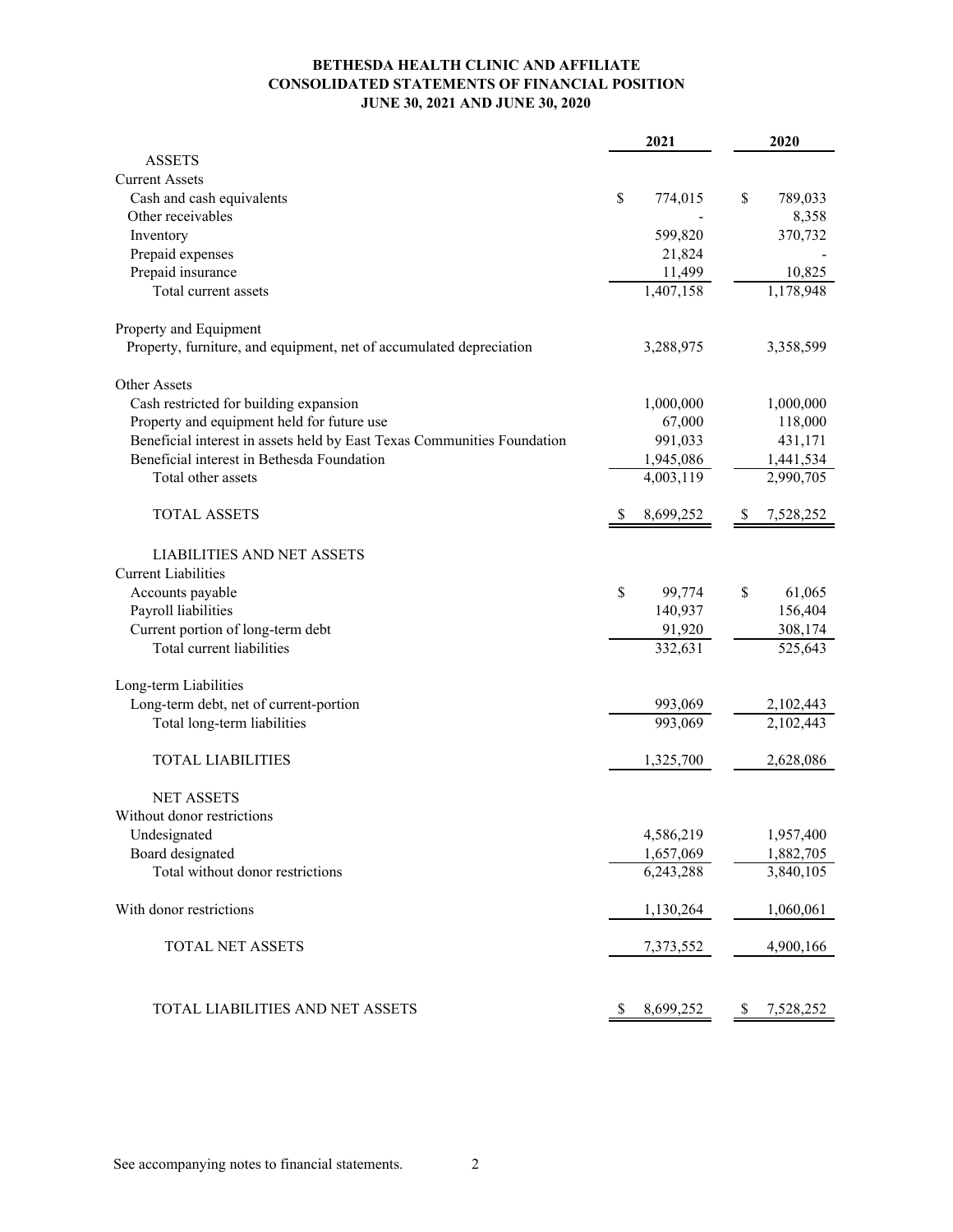# BETHESDA HEALTH CLINIC AND AFFILIATE
## CONSOLIDATED STATEMENTS OF FINANCIAL POSITION
### JUNE 30, 2021 AND JUNE 30, 2020

| | 2021 | 2020 |
|---|---|---|
| ASSETS | | |
| Current Assets | | |
| Cash and cash equivalents | $ 774,015 | $ 789,033 |
| Other receivables | - | 8,358 |
| Inventory | 599,820 | 370,732 |
| Prepaid expenses | 21,824 | - |
| Prepaid insurance | 11,499 | 10,825 |
| Total current assets | 1,407,158 | 1,178,948 |
| Property and Equipment | | |
| Property, furniture, and equipment, net of accumulated depreciation | 3,288,975 | 3,358,599 |
| Other Assets | | |
| Cash restricted for building expansion | 1,000,000 | 1,000,000 |
| Property and equipment held for future use | 67,000 | 118,000 |
| Beneficial interest in assets held by East Texas Communities Foundation | 991,033 | 431,171 |
| Beneficial interest in Bethesda Foundation | 1,945,086 | 1,441,534 |
| Total other assets | 4,003,119 | 2,990,705 |
| TOTAL ASSETS | $ 8,699,252 | $ 7,528,252 |
| LIABILITIES AND NET ASSETS | | |
| Current Liabilities | | |
| Accounts payable | $ 99,774 | $ 61,065 |
| Payroll liabilities | 140,937 | 156,404 |
| Current portion of long-term debt | 91,920 | 308,174 |
| Total current liabilities | 332,631 | 525,643 |
| Long-term Liabilities | | |
| Long-term debt, net of current-portion | 993,069 | 2,102,443 |
| Total long-term liabilities | 993,069 | 2,102,443 |
| TOTAL LIABILITIES | 1,325,700 | 2,628,086 |
| NET ASSETS | | |
| Without donor restrictions | | |
| Undesignated | 4,586,219 | 1,957,400 |
| Board designated | 1,657,069 | 1,882,705 |
| Total without donor restrictions | 6,243,288 | 3,840,105 |
| With donor restrictions | 1,130,264 | 1,060,061 |
| TOTAL NET ASSETS | 7,373,552 | 4,900,166 |
| TOTAL LIABILITIES AND NET ASSETS | $ 8,699,252 | $ 7,528,252 |

See accompanying notes to financial statements.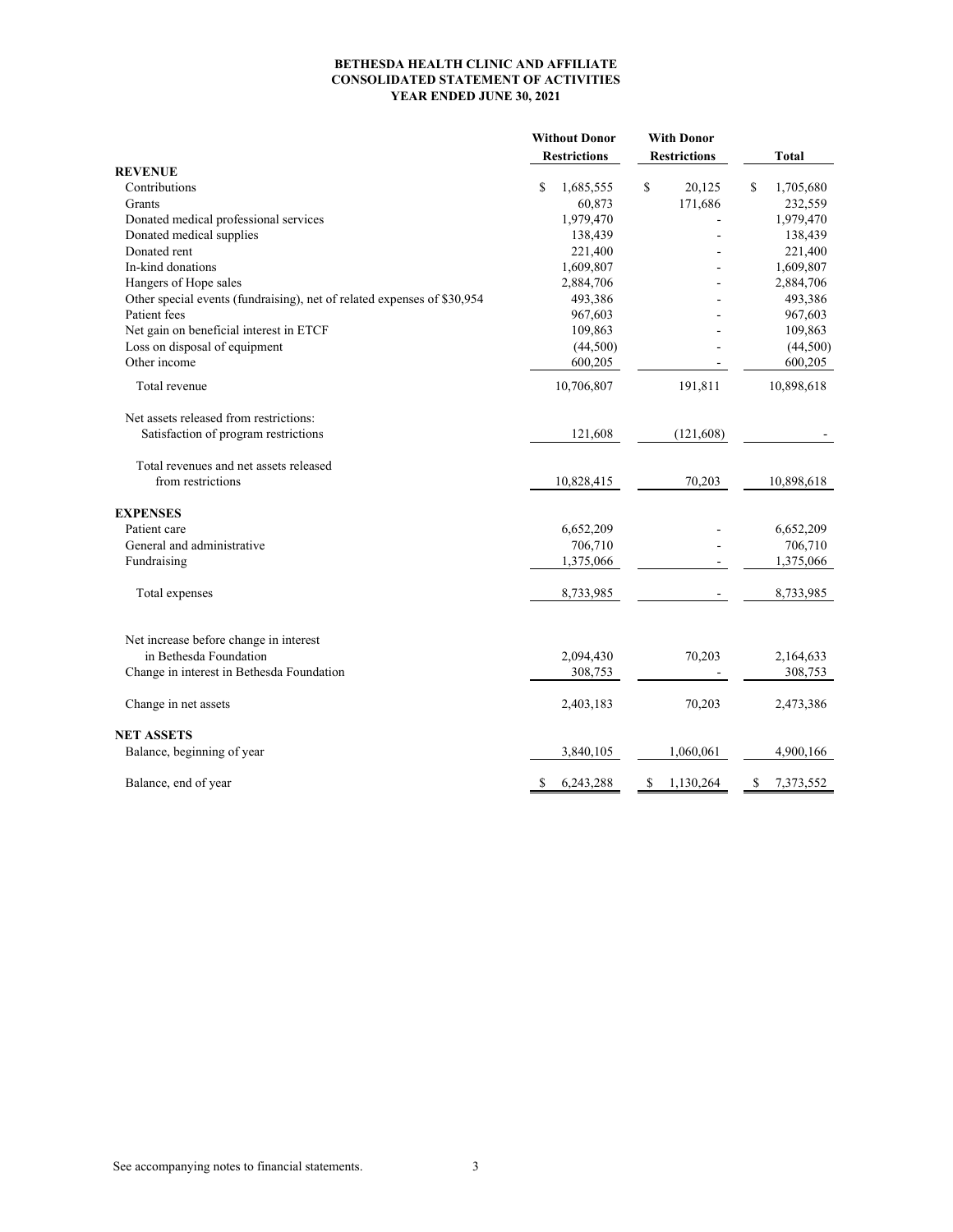**BETHESDA HEALTH CLINIC AND AFFILIATE**
**CONSOLIDATED STATEMENT OF ACTIVITIES**
**YEAR ENDED JUNE 30, 2021**

| | Without Donor Restrictions | With Donor Restrictions | Total |
|---|---|---|---|
| **REVENUE** | | | |
| Contributions | $ 1,685,555 | $ 20,125 | $ 1,705,680 |
| Grants | 60,873 | 171,686 | 232,559 |
| Donated medical professional services | 1,979,470 | - | 1,979,470 |
| Donated medical supplies | 138,439 | - | 138,439 |
| Donated rent | 221,400 | - | 221,400 |
| In-kind donations | 1,609,807 | - | 1,609,807 |
| Hangers of Hope sales | 2,884,706 | - | 2,884,706 |
| Other special events (fundraising), net of related expenses of $30,954 | 493,386 | - | 493,386 |
| Patient fees | 967,603 | - | 967,603 |
| Net gain on beneficial interest in ETCF | 109,863 | - | 109,863 |
| Loss on disposal of equipment | (44,500) | - | (44,500) |
| Other income | 600,205 | - | 600,205 |
| Total revenue | 10,706,807 | 191,811 | 10,898,618 |
| Net assets released from restrictions: | | | |
| Satisfaction of program restrictions | 121,608 | (121,608) | - |
| Total revenues and net assets released from restrictions | 10,828,415 | 70,203 | 10,898,618 |
| **EXPENSES** | | | |
| Patient care | 6,652,209 | - | 6,652,209 |
| General and administrative | 706,710 | - | 706,710 |
| Fundraising | 1,375,066 | - | 1,375,066 |
| Total expenses | 8,733,985 | - | 8,733,985 |
| Net increase before change in interest in Bethesda Foundation | 2,094,430 | 70,203 | 2,164,633 |
| Change in interest in Bethesda Foundation | 308,753 | - | 308,753 |
| Change in net assets | 2,403,183 | 70,203 | 2,473,386 |
| **NET ASSETS** | | | |
| Balance, beginning of year | 3,840,105 | 1,060,061 | 4,900,166 |
| Balance, end of year | $ 6,243,288 | $ 1,130,264 | $ 7,373,552 |

See accompanying notes to financial statements.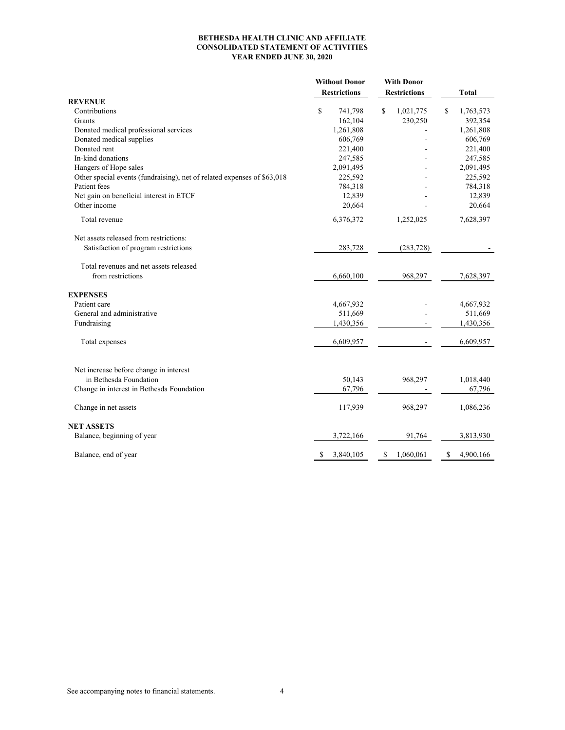# BETHESDA HEALTH CLINIC AND AFFILIATE
## CONSOLIDATED STATEMENT OF ACTIVITIES
### YEAR ENDED JUNE 30, 2020

| | Without Donor Restrictions | With Donor Restrictions | Total |
|---|---|---|---|
| **REVENUE** | | | |
| Contributions | $ 741,798 | $ 1,021,775 | $ 1,763,573 |
| Grants | 162,104 | 230,250 | 392,354 |
| Donated medical professional services | 1,261,808 | - | 1,261,808 |
| Donated medical supplies | 606,769 | - | 606,769 |
| Donated rent | 221,400 | - | 221,400 |
| In-kind donations | 247,585 | - | 247,585 |
| Hangers of Hope sales | 2,091,495 | - | 2,091,495 |
| Other special events (fundraising), net of related expenses of $63,018 | 225,592 | - | 225,592 |
| Patient fees | 784,318 | - | 784,318 |
| Net gain on beneficial interest in ETCF | 12,839 | - | 12,839 |
| Other income | 20,664 | - | 20,664 |
| Total revenue | 6,376,372 | 1,252,025 | 7,628,397 |
| Net assets released from restrictions: | | | |
| Satisfaction of program restrictions | 283,728 | (283,728) | - |
| Total revenues and net assets released from restrictions | 6,660,100 | 968,297 | 7,628,397 |
| **EXPENSES** | | | |
| Patient care | 4,667,932 | - | 4,667,932 |
| General and administrative | 511,669 | - | 511,669 |
| Fundraising | 1,430,356 | - | 1,430,356 |
| Total expenses | 6,609,957 | - | 6,609,957 |
| Net increase before change in interest in Bethesda Foundation | 50,143 | 968,297 | 1,018,440 |
| Change in interest in Bethesda Foundation | 67,796 | - | 67,796 |
| Change in net assets | 117,939 | 968,297 | 1,086,236 |
| **NET ASSETS** | | | |
| Balance, beginning of year | 3,722,166 | 91,764 | 3,813,930 |
| Balance, end of year | $ 3,840,105 | $ 1,060,061 | $ 4,900,166 |

See accompanying notes to financial statements.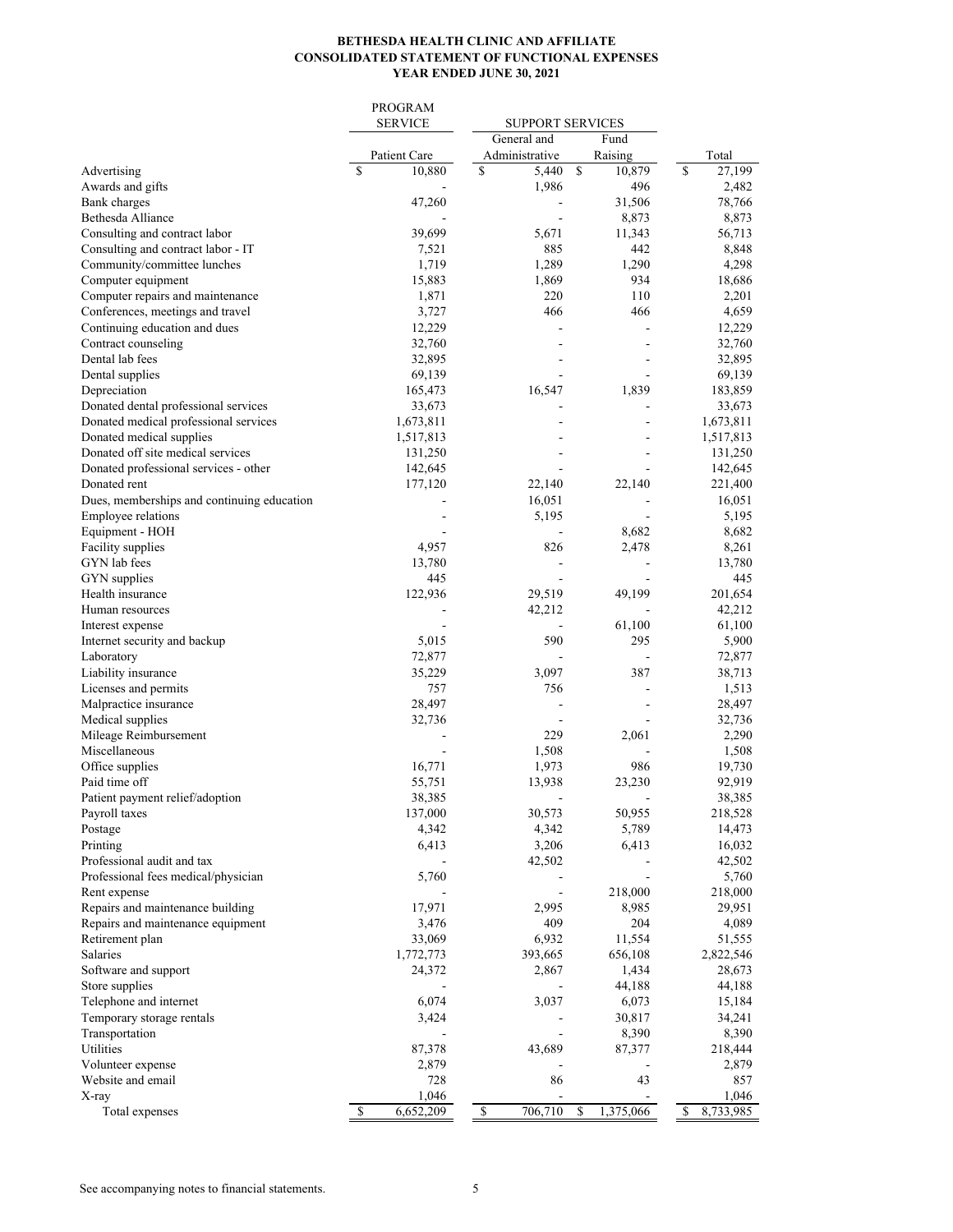**BETHESDA HEALTH CLINIC AND AFFILIATE**
**CONSOLIDATED STATEMENT OF FUNCTIONAL EXPENSES**
**YEAR ENDED JUNE 30, 2021**

| | PROGRAM SERVICE | SUPPORT SERVICES | | |
|---|---|---|---|---|
| | Patient Care | General and Administrative | Fund Raising | Total |
| Advertising | $ 10,880 | $ 5,440 | $ 10,879 | $ 27,199 |
| Awards and gifts | - | 1,986 | 496 | 2,482 |
| Bank charges | 47,260 | - | 31,506 | 78,766 |
| Bethesda Alliance | - | - | 8,873 | 8,873 |
| Consulting and contract labor | 39,699 | 5,671 | 11,343 | 56,713 |
| Consulting and contract labor - IT | 7,521 | 885 | 442 | 8,848 |
| Community/committee lunches | 1,719 | 1,289 | 1,290 | 4,298 |
| Computer equipment | 15,883 | 1,869 | 934 | 18,686 |
| Computer repairs and maintenance | 1,871 | 220 | 110 | 2,201 |
| Conferences, meetings and travel | 3,727 | 466 | 466 | 4,659 |
| Continuing education and dues | 12,229 | - | - | 12,229 |
| Contract counseling | 32,760 | - | - | 32,760 |
| Dental lab fees | 32,895 | - | - | 32,895 |
| Dental supplies | 69,139 | - | - | 69,139 |
| Depreciation | 165,473 | 16,547 | 1,839 | 183,859 |
| Donated dental professional services | 33,673 | - | - | 33,673 |
| Donated medical professional services | 1,673,811 | - | - | 1,673,811 |
| Donated medical supplies | 1,517,813 | - | - | 1,517,813 |
| Donated off site medical services | 131,250 | - | - | 131,250 |
| Donated professional services - other | 142,645 | - | - | 142,645 |
| Donated rent | 177,120 | 22,140 | 22,140 | 221,400 |
| Dues, memberships and continuing education | - | 16,051 | - | 16,051 |
| Employee relations | - | 5,195 | - | 5,195 |
| Equipment - HOH | - | - | 8,682 | 8,682 |
| Facility supplies | 4,957 | 826 | 2,478 | 8,261 |
| GYN lab fees | 13,780 | - | - | 13,780 |
| GYN supplies | 445 | - | - | 445 |
| Health insurance | 122,936 | 29,519 | 49,199 | 201,654 |
| Human resources | - | 42,212 | - | 42,212 |
| Interest expense | - | - | 61,100 | 61,100 |
| Internet security and backup | 5,015 | 590 | 295 | 5,900 |
| Laboratory | 72,877 | - | - | 72,877 |
| Liability insurance | 35,229 | 3,097 | 387 | 38,713 |
| Licenses and permits | 757 | 756 | - | 1,513 |
| Malpractice insurance | 28,497 | - | - | 28,497 |
| Medical supplies | 32,736 | - | - | 32,736 |
| Mileage Reimbursement | - | 229 | 2,061 | 2,290 |
| Miscellaneous | - | 1,508 | - | 1,508 |
| Office supplies | 16,771 | 1,973 | 986 | 19,730 |
| Paid time off | 55,751 | 13,938 | 23,230 | 92,919 |
| Patient payment relief/adoption | 38,385 | - | - | 38,385 |
| Payroll taxes | 137,000 | 30,573 | 50,955 | 218,528 |
| Postage | 4,342 | 4,342 | 5,789 | 14,473 |
| Printing | 6,413 | 3,206 | 6,413 | 16,032 |
| Professional audit and tax | - | 42,502 | - | 42,502 |
| Professional fees medical/physician | 5,760 | - | - | 5,760 |
| Rent expense | - | - | 218,000 | 218,000 |
| Repairs and maintenance building | 17,971 | 2,995 | 8,985 | 29,951 |
| Repairs and maintenance equipment | 3,476 | 409 | 204 | 4,089 |
| Retirement plan | 33,069 | 6,932 | 11,554 | 51,555 |
| Salaries | 1,772,773 | 393,665 | 656,108 | 2,822,546 |
| Software and support | 24,372 | 2,867 | 1,434 | 28,673 |
| Store supplies | - | - | 44,188 | 44,188 |
| Telephone and internet | 6,074 | 3,037 | 6,073 | 15,184 |
| Temporary storage rentals | 3,424 | - | 30,817 | 34,241 |
| Transportation | - | - | 8,390 | 8,390 |
| Utilities | 87,378 | 43,689 | 87,377 | 218,444 |
| Volunteer expense | 2,879 | - | - | 2,879 |
| Website and email | 728 | 86 | 43 | 857 |
| X-ray | 1,046 | - | - | 1,046 |
| Total expenses | $ 6,652,209 | $ 706,710 | $ 1,375,066 | $ 8,733,985 |

See accompanying notes to financial statements.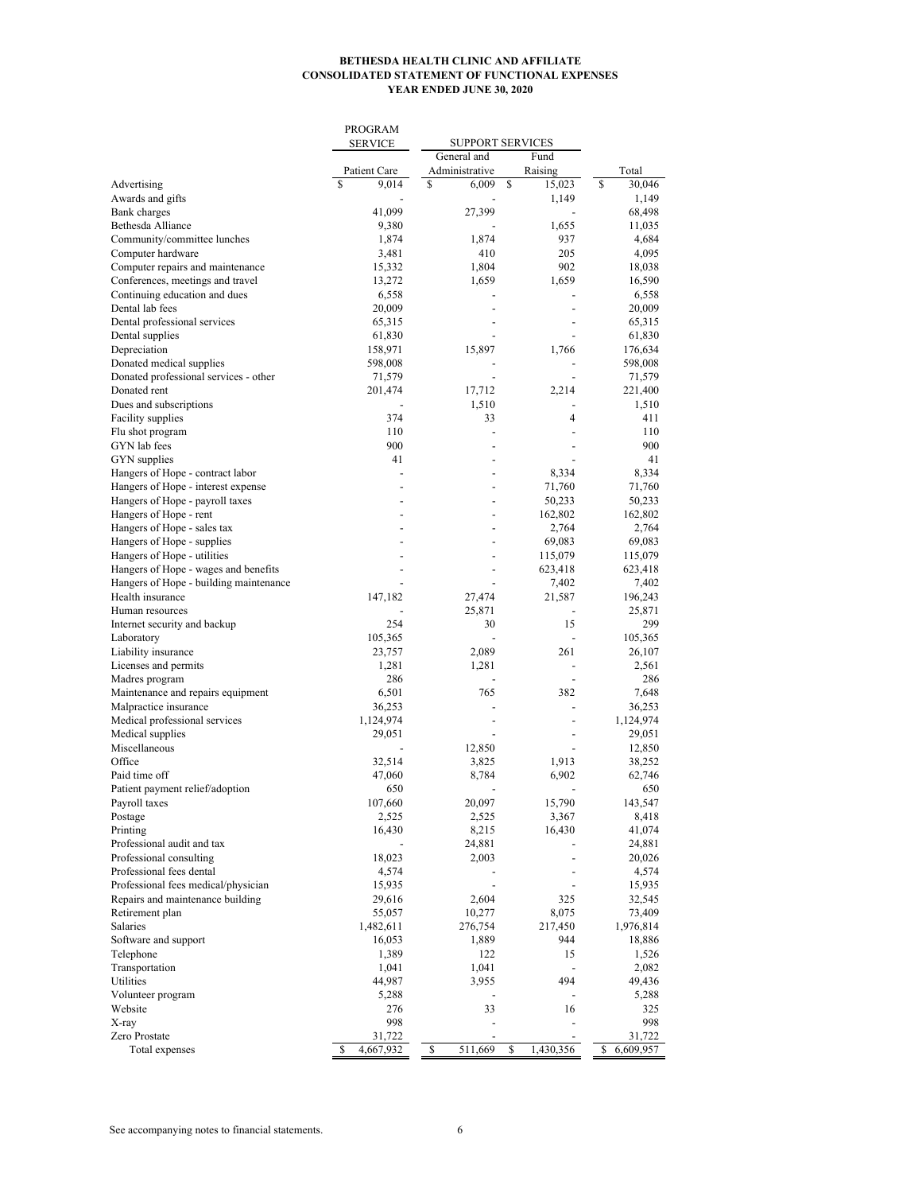# BETHESDA HEALTH CLINIC AND AFFILIATE
## CONSOLIDATED STATEMENT OF FUNCTIONAL EXPENSES
### YEAR ENDED JUNE 30, 2020

| | PROGRAM SERVICE | SUPPORT SERVICES | | |
|---|---|---|---|---|
| | Patient Care | General and Administrative | Fund Raising | Total |
| Advertising | $ 9,014 | $ 6,009 | $ 15,023 | $ 30,046 |
| Awards and gifts | - | - | 1,149 | 1,149 |
| Bank charges | 41,099 | 27,399 | - | 68,498 |
| Bethesda Alliance | 9,380 | - | 1,655 | 11,035 |
| Community/committee lunches | 1,874 | 1,874 | 937 | 4,684 |
| Computer hardware | 3,481 | 410 | 205 | 4,095 |
| Computer repairs and maintenance | 15,332 | 1,804 | 902 | 18,038 |
| Conferences, meetings and travel | 13,272 | 1,659 | 1,659 | 16,590 |
| Continuing education and dues | 6,558 | - | - | 6,558 |
| Dental lab fees | 20,009 | - | - | 20,009 |
| Dental professional services | 65,315 | - | - | 65,315 |
| Dental supplies | 61,830 | - | - | 61,830 |
| Depreciation | 158,971 | 15,897 | 1,766 | 176,634 |
| Donated medical supplies | 598,008 | - | - | 598,008 |
| Donated professional services - other | 71,579 | - | - | 71,579 |
| Donated rent | 201,474 | 17,712 | 2,214 | 221,400 |
| Dues and subscriptions | - | 1,510 | - | 1,510 |
| Facility supplies | 374 | 33 | 4 | 411 |
| Flu shot program | 110 | - | - | 110 |
| GYN lab fees | 900 | - | - | 900 |
| GYN supplies | 41 | - | - | 41 |
| Hangers of Hope - contract labor | - | - | 8,334 | 8,334 |
| Hangers of Hope - interest expense | - | - | 71,760 | 71,760 |
| Hangers of Hope - payroll taxes | - | - | 50,233 | 50,233 |
| Hangers of Hope - rent | - | - | 162,802 | 162,802 |
| Hangers of Hope - sales tax | - | - | 2,764 | 2,764 |
| Hangers of Hope - supplies | - | - | 69,083 | 69,083 |
| Hangers of Hope - utilities | - | - | 115,079 | 115,079 |
| Hangers of Hope - wages and benefits | - | - | 623,418 | 623,418 |
| Hangers of Hope - building maintenance | - | - | 7,402 | 7,402 |
| Health insurance | 147,182 | 27,474 | 21,587 | 196,243 |
| Human resources | - | 25,871 | - | 25,871 |
| Internet security and backup | 254 | 30 | 15 | 299 |
| Laboratory | 105,365 | - | - | 105,365 |
| Liability insurance | 23,757 | 2,089 | 261 | 26,107 |
| Licenses and permits | 1,281 | 1,281 | - | 2,561 |
| Madres program | 286 | - | - | 286 |
| Maintenance and repairs equipment | 6,501 | 765 | 382 | 7,648 |
| Malpractice insurance | 36,253 | - | - | 36,253 |
| Medical professional services | 1,124,974 | - | - | 1,124,974 |
| Medical supplies | 29,051 | - | - | 29,051 |
| Miscellaneous | - | 12,850 | - | 12,850 |
| Office | 32,514 | 3,825 | 1,913 | 38,252 |
| Paid time off | 47,060 | 8,784 | 6,902 | 62,746 |
| Patient payment relief/adoption | 650 | - | - | 650 |
| Payroll taxes | 107,660 | 20,097 | 15,790 | 143,547 |
| Postage | 2,525 | 2,525 | 3,367 | 8,418 |
| Printing | 16,430 | 8,215 | 16,430 | 41,074 |
| Professional audit and tax | - | 24,881 | - | 24,881 |
| Professional consulting | 18,023 | 2,003 | - | 20,026 |
| Professional fees dental | 4,574 | - | - | 4,574 |
| Professional fees medical/physician | 15,935 | - | - | 15,935 |
| Repairs and maintenance building | 29,616 | 2,604 | 325 | 32,545 |
| Retirement plan | 55,057 | 10,277 | 8,075 | 73,409 |
| Salaries | 1,482,611 | 276,754 | 217,450 | 1,976,814 |
| Software and support | 16,053 | 1,889 | 944 | 18,886 |
| Telephone | 1,389 | 122 | 15 | 1,526 |
| Transportation | 1,041 | 1,041 | - | 2,082 |
| Utilities | 44,987 | 3,955 | 494 | 49,436 |
| Volunteer program | 5,288 | - | - | 5,288 |
| Website | 276 | 33 | 16 | 325 |
| X-ray | 998 | - | - | 998 |
| Zero Prostate | 31,722 | - | - | 31,722 |
| Total expenses | $ 4,667,932 | $ 511,669 | $ 1,430,356 | $ 6,609,957 |

See accompanying notes to financial statements.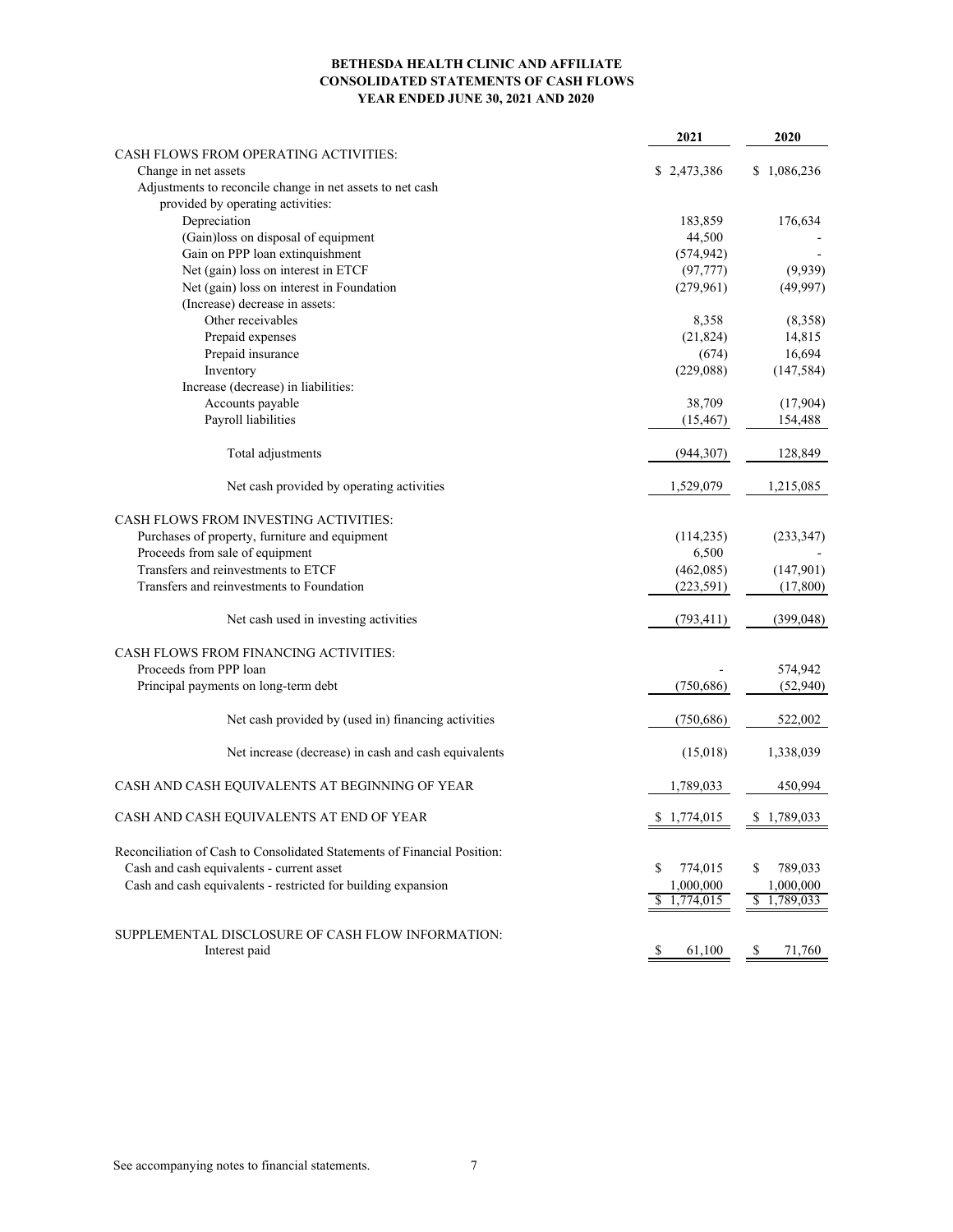# BETHESDA HEALTH CLINIC AND AFFILIATE
## CONSOLIDATED STATEMENTS OF CASH FLOWS
### YEAR ENDED JUNE 30, 2021 AND 2020

| | 2021 | 2020 |
|---|---|---|
| CASH FLOWS FROM OPERATING ACTIVITIES: | | |
| Change in net assets | $ 2,473,386 | $ 1,086,236 |
| Adjustments to reconcile change in net assets to net cash provided by operating activities: | | |
| Depreciation | 183,859 | 176,634 |
| (Gain)loss on disposal of equipment | 44,500 | - |
| Gain on PPP loan extinquishment | (574,942) | - |
| Net (gain) loss on interest in ETCF | (97,777) | (9,939) |
| Net (gain) loss on interest in Foundation | (279,961) | (49,997) |
| (Increase) decrease in assets: | | |
| Other receivables | 8,358 | (8,358) |
| Prepaid expenses | (21,824) | 14,815 |
| Prepaid insurance | (674) | 16,694 |
| Inventory | (229,088) | (147,584) |
| Increase (decrease) in liabilities: | | |
| Accounts payable | 38,709 | (17,904) |
| Payroll liabilities | (15,467) | 154,488 |
| Total adjustments | (944,307) | 128,849 |
| Net cash provided by operating activities | 1,529,079 | 1,215,085 |
| CASH FLOWS FROM INVESTING ACTIVITIES: | | |
| Purchases of property, furniture and equipment | (114,235) | (233,347) |
| Proceeds from sale of equipment | 6,500 | - |
| Transfers and reinvestments to ETCF | (462,085) | (147,901) |
| Transfers and reinvestments to Foundation | (223,591) | (17,800) |
| Net cash used in investing activities | (793,411) | (399,048) |
| CASH FLOWS FROM FINANCING ACTIVITIES: | | |
| Proceeds from PPP loan | - | 574,942 |
| Principal payments on long-term debt | (750,686) | (52,940) |
| Net cash provided by (used in) financing activities | (750,686) | 522,002 |
| Net increase (decrease) in cash and cash equivalents | (15,018) | 1,338,039 |
| CASH AND CASH EQUIVALENTS AT BEGINNING OF YEAR | 1,789,033 | 450,994 |
| CASH AND CASH EQUIVALENTS AT END OF YEAR | $ 1,774,015 | $ 1,789,033 |
| Reconciliation of Cash to Consolidated Statements of Financial Position: | | |
| Cash and cash equivalents - current asset | $ 774,015 | $ 789,033 |
| Cash and cash equivalents - restricted for building expansion | 1,000,000 | 1,000,000 |
| | $ 1,774,015 | $ 1,789,033 |
| SUPPLEMENTAL DISCLOSURE OF CASH FLOW INFORMATION: | | |
| Interest paid | $ 61,100 | $ 71,760 |

See accompanying notes to financial statements.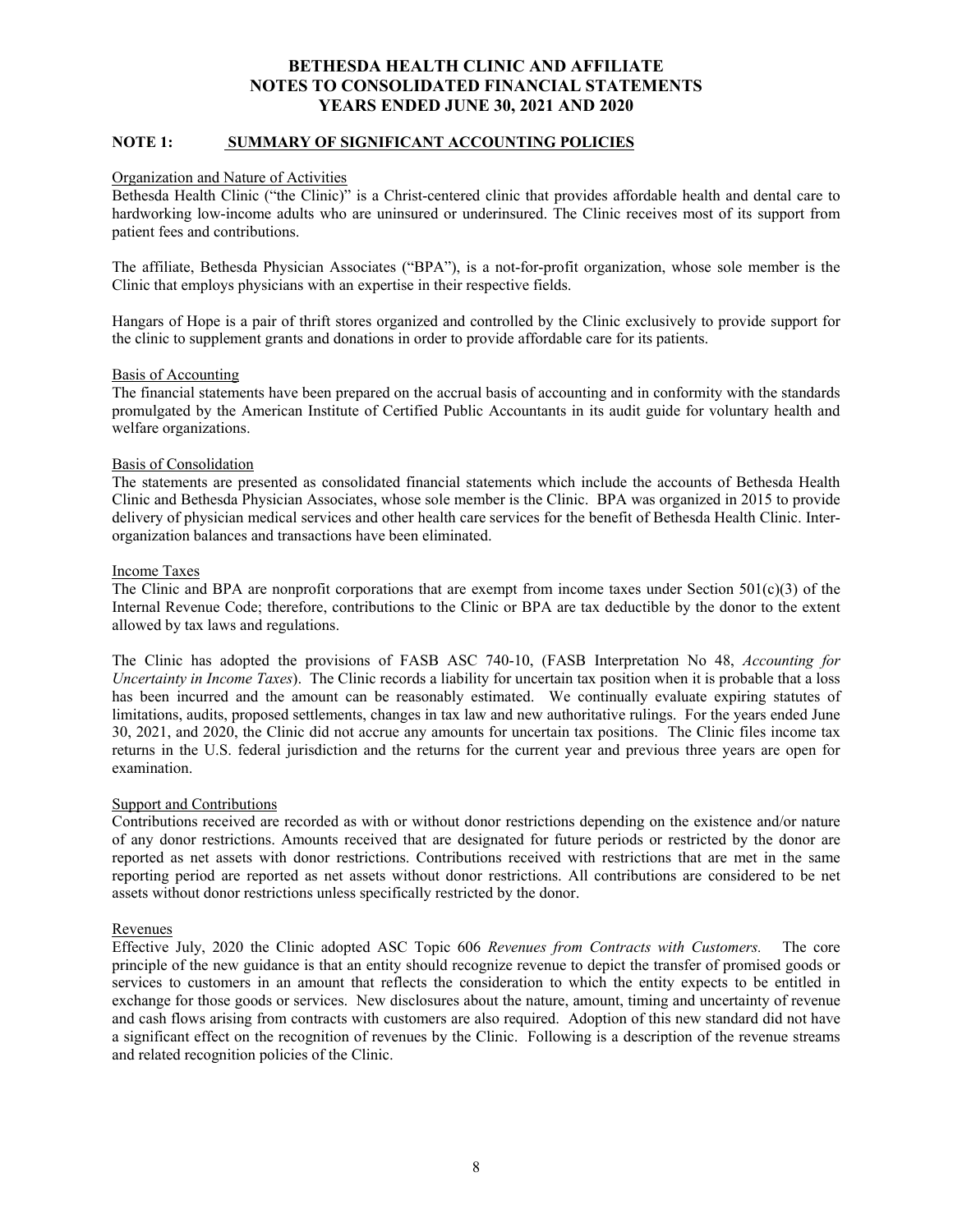# BETHESDA HEALTH CLINIC AND AFFILIATE
# NOTES TO CONSOLIDATED FINANCIAL STATEMENTS
# YEARS ENDED JUNE 30, 2021 AND 2020

## NOTE 1: SUMMARY OF SIGNIFICANT ACCOUNTING POLICIES

### Organization and Nature of Activities

Bethesda Health Clinic ("the Clinic)" is a Christ-centered clinic that provides affordable health and dental care to hardworking low-income adults who are uninsured or underinsured. The Clinic receives most of its support from patient fees and contributions.

The affiliate, Bethesda Physician Associates ("BPA"), is a not-for-profit organization, whose sole member is the Clinic that employs physicians with an expertise in their respective fields.

Hangars of Hope is a pair of thrift stores organized and controlled by the Clinic exclusively to provide support for the clinic to supplement grants and donations in order to provide affordable care for its patients.

### Basis of Accounting

The financial statements have been prepared on the accrual basis of accounting and in conformity with the standards promulgated by the American Institute of Certified Public Accountants in its audit guide for voluntary health and welfare organizations.

### Basis of Consolidation

The statements are presented as consolidated financial statements which include the accounts of Bethesda Health Clinic and Bethesda Physician Associates, whose sole member is the Clinic. BPA was organized in 2015 to provide delivery of physician medical services and other health care services for the benefit of Bethesda Health Clinic. Inter-organization balances and transactions have been eliminated.

### Income Taxes

The Clinic and BPA are nonprofit corporations that are exempt from income taxes under Section 501(c)(3) of the Internal Revenue Code; therefore, contributions to the Clinic or BPA are tax deductible by the donor to the extent allowed by tax laws and regulations.

The Clinic has adopted the provisions of FASB ASC 740-10, (FASB Interpretation No 48, *Accounting for Uncertainty in Income Taxes*). The Clinic records a liability for uncertain tax position when it is probable that a loss has been incurred and the amount can be reasonably estimated. We continually evaluate expiring statutes of limitations, audits, proposed settlements, changes in tax law and new authoritative rulings. For the years ended June 30, 2021, and 2020, the Clinic did not accrue any amounts for uncertain tax positions. The Clinic files income tax returns in the U.S. federal jurisdiction and the returns for the current year and previous three years are open for examination.

### Support and Contributions

Contributions received are recorded as with or without donor restrictions depending on the existence and/or nature of any donor restrictions. Amounts received that are designated for future periods or restricted by the donor are reported as net assets with donor restrictions. Contributions received with restrictions that are met in the same reporting period are reported as net assets without donor restrictions. All contributions are considered to be net assets without donor restrictions unless specifically restricted by the donor.

### Revenues

Effective July, 2020 the Clinic adopted ASC Topic 606 *Revenues from Contracts with Customers.* The core principle of the new guidance is that an entity should recognize revenue to depict the transfer of promised goods or services to customers in an amount that reflects the consideration to which the entity expects to be entitled in exchange for those goods or services. New disclosures about the nature, amount, timing and uncertainty of revenue and cash flows arising from contracts with customers are also required. Adoption of this new standard did not have a significant effect on the recognition of revenues by the Clinic. Following is a description of the revenue streams and related recognition policies of the Clinic.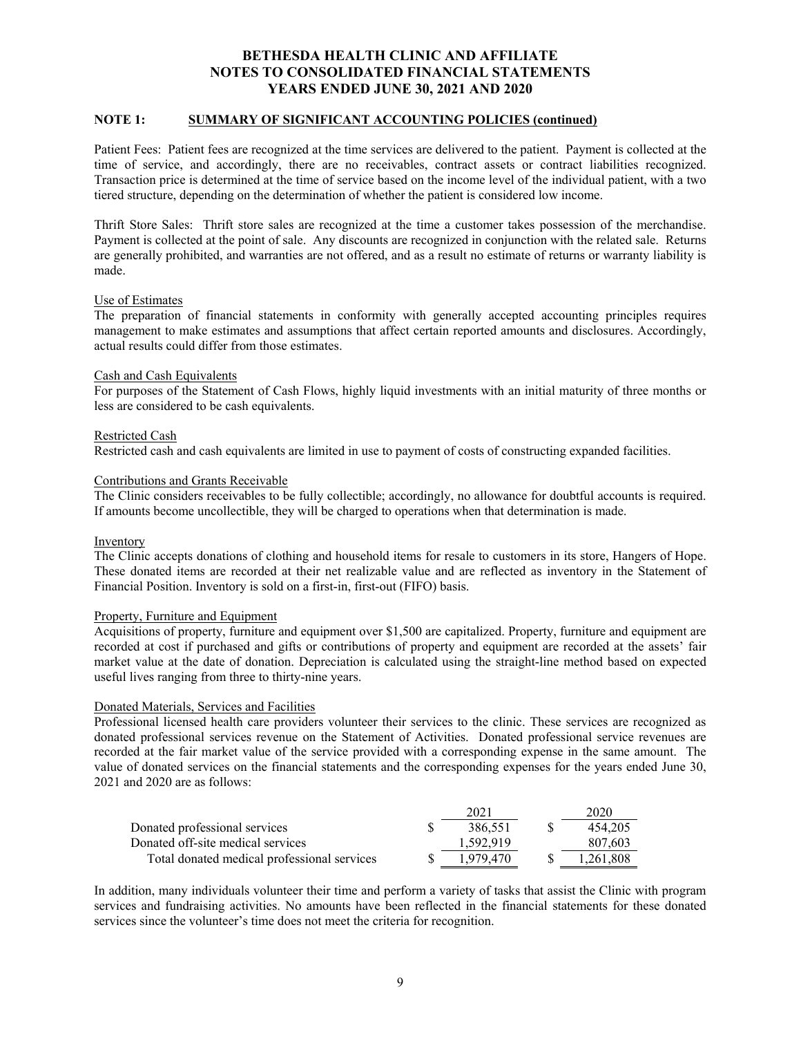# BETHESDA HEALTH CLINIC AND AFFILIATE
# NOTES TO CONSOLIDATED FINANCIAL STATEMENTS
# YEARS ENDED JUNE 30, 2021 AND 2020

## NOTE 1: SUMMARY OF SIGNIFICANT ACCOUNTING POLICIES (continued)

Patient Fees: Patient fees are recognized at the time services are delivered to the patient. Payment is collected at the time of service, and accordingly, there are no receivables, contract assets or contract liabilities recognized. Transaction price is determined at the time of service based on the income level of the individual patient, with a two tiered structure, depending on the determination of whether the patient is considered low income.

Thrift Store Sales: Thrift store sales are recognized at the time a customer takes possession of the merchandise. Payment is collected at the point of sale. Any discounts are recognized in conjunction with the related sale. Returns are generally prohibited, and warranties are not offered, and as a result no estimate of returns or warranty liability is made.

### Use of Estimates

The preparation of financial statements in conformity with generally accepted accounting principles requires management to make estimates and assumptions that affect certain reported amounts and disclosures. Accordingly, actual results could differ from those estimates.

### Cash and Cash Equivalents

For purposes of the Statement of Cash Flows, highly liquid investments with an initial maturity of three months or less are considered to be cash equivalents.

### Restricted Cash

Restricted cash and cash equivalents are limited in use to payment of costs of constructing expanded facilities.

### Contributions and Grants Receivable

The Clinic considers receivables to be fully collectible; accordingly, no allowance for doubtful accounts is required. If amounts become uncollectible, they will be charged to operations when that determination is made.

### Inventory

The Clinic accepts donations of clothing and household items for resale to customers in its store, Hangers of Hope. These donated items are recorded at their net realizable value and are reflected as inventory in the Statement of Financial Position. Inventory is sold on a first-in, first-out (FIFO) basis.

### Property, Furniture and Equipment

Acquisitions of property, furniture and equipment over $1,500 are capitalized. Property, furniture and equipment are recorded at cost if purchased and gifts or contributions of property and equipment are recorded at the assets' fair market value at the date of donation. Depreciation is calculated using the straight-line method based on expected useful lives ranging from three to thirty-nine years.

### Donated Materials, Services and Facilities

Professional licensed health care providers volunteer their services to the clinic. These services are recognized as donated professional services revenue on the Statement of Activities. Donated professional service revenues are recorded at the fair market value of the service provided with a corresponding expense in the same amount. The value of donated services on the financial statements and the corresponding expenses for the years ended June 30, 2021 and 2020 are as follows:

| | 2021 | 2020 |
|---|---|---|
| Donated professional services | $ 386,551 | $ 454,205 |
| Donated off-site medical services | 1,592,919 | 807,603 |
| Total donated medical professional services | $ 1,979,470 | $ 1,261,808 |

In addition, many individuals volunteer their time and perform a variety of tasks that assist the Clinic with program services and fundraising activities. No amounts have been reflected in the financial statements for these donated services since the volunteer's time does not meet the criteria for recognition.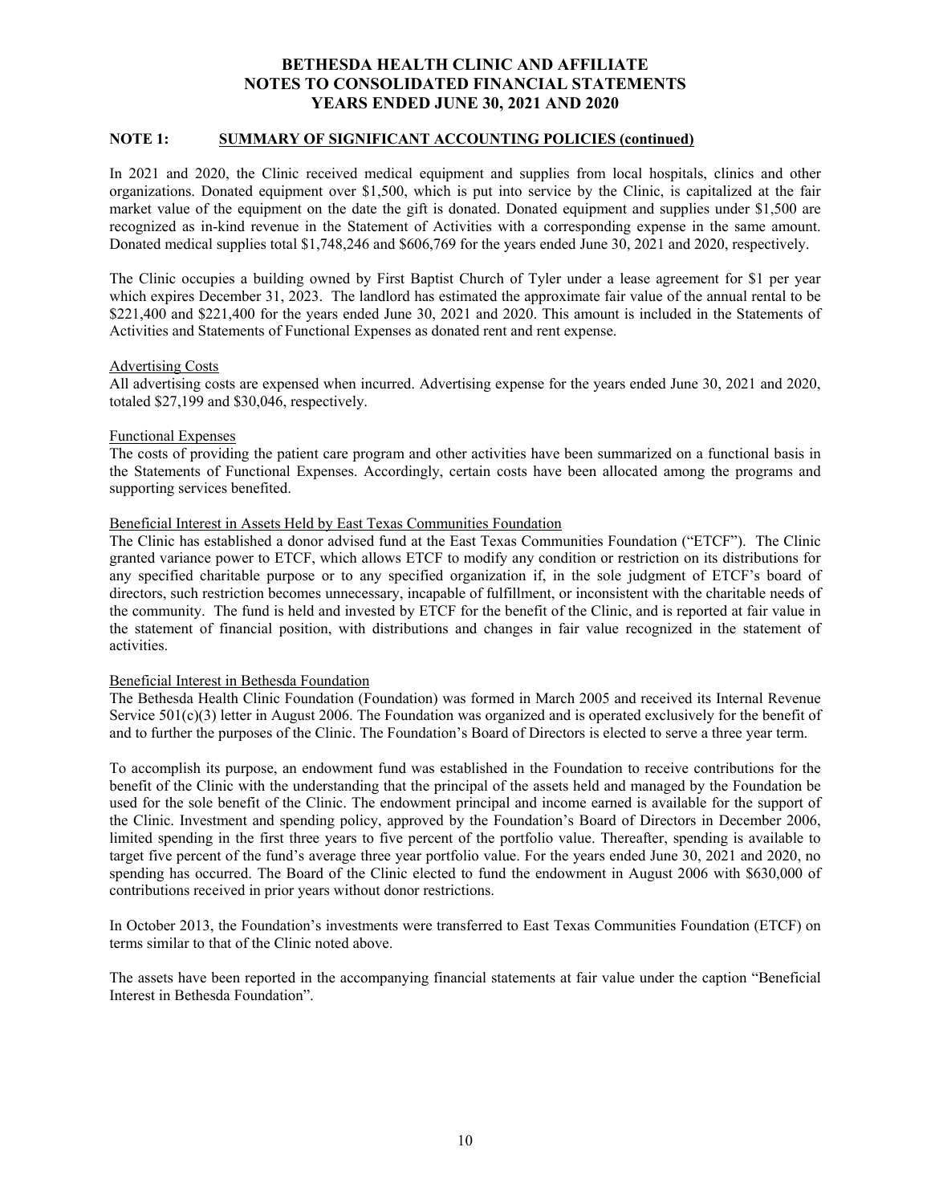# BETHESDA HEALTH CLINIC AND AFFILIATE
# NOTES TO CONSOLIDATED FINANCIAL STATEMENTS
# YEARS ENDED JUNE 30, 2021 AND 2020

## NOTE 1: SUMMARY OF SIGNIFICANT ACCOUNTING POLICIES (continued)

In 2021 and 2020, the Clinic received medical equipment and supplies from local hospitals, clinics and other organizations. Donated equipment over $1,500, which is put into service by the Clinic, is capitalized at the fair market value of the equipment on the date the gift is donated. Donated equipment and supplies under $1,500 are recognized as in-kind revenue in the Statement of Activities with a corresponding expense in the same amount. Donated medical supplies total $1,748,246 and $606,769 for the years ended June 30, 2021 and 2020, respectively.

The Clinic occupies a building owned by First Baptist Church of Tyler under a lease agreement for $1 per year which expires December 31, 2023. The landlord has estimated the approximate fair value of the annual rental to be $221,400 and $221,400 for the years ended June 30, 2021 and 2020. This amount is included in the Statements of Activities and Statements of Functional Expenses as donated rent and rent expense.

### Advertising Costs

All advertising costs are expensed when incurred. Advertising expense for the years ended June 30, 2021 and 2020, totaled $27,199 and $30,046, respectively.

### Functional Expenses

The costs of providing the patient care program and other activities have been summarized on a functional basis in the Statements of Functional Expenses. Accordingly, certain costs have been allocated among the programs and supporting services benefited.

### Beneficial Interest in Assets Held by East Texas Communities Foundation

The Clinic has established a donor advised fund at the East Texas Communities Foundation ("ETCF"). The Clinic granted variance power to ETCF, which allows ETCF to modify any condition or restriction on its distributions for any specified charitable purpose or to any specified organization if, in the sole judgment of ETCF's board of directors, such restriction becomes unnecessary, incapable of fulfillment, or inconsistent with the charitable needs of the community. The fund is held and invested by ETCF for the benefit of the Clinic, and is reported at fair value in the statement of financial position, with distributions and changes in fair value recognized in the statement of activities.

### Beneficial Interest in Bethesda Foundation

The Bethesda Health Clinic Foundation (Foundation) was formed in March 2005 and received its Internal Revenue Service 501(c)(3) letter in August 2006. The Foundation was organized and is operated exclusively for the benefit of and to further the purposes of the Clinic. The Foundation's Board of Directors is elected to serve a three year term.

To accomplish its purpose, an endowment fund was established in the Foundation to receive contributions for the benefit of the Clinic with the understanding that the principal of the assets held and managed by the Foundation be used for the sole benefit of the Clinic. The endowment principal and income earned is available for the support of the Clinic. Investment and spending policy, approved by the Foundation's Board of Directors in December 2006, limited spending in the first three years to five percent of the portfolio value. Thereafter, spending is available to target five percent of the fund's average three year portfolio value. For the years ended June 30, 2021 and 2020, no spending has occurred. The Board of the Clinic elected to fund the endowment in August 2006 with $630,000 of contributions received in prior years without donor restrictions.

In October 2013, the Foundation's investments were transferred to East Texas Communities Foundation (ETCF) on terms similar to that of the Clinic noted above.

The assets have been reported in the accompanying financial statements at fair value under the caption "Beneficial Interest in Bethesda Foundation".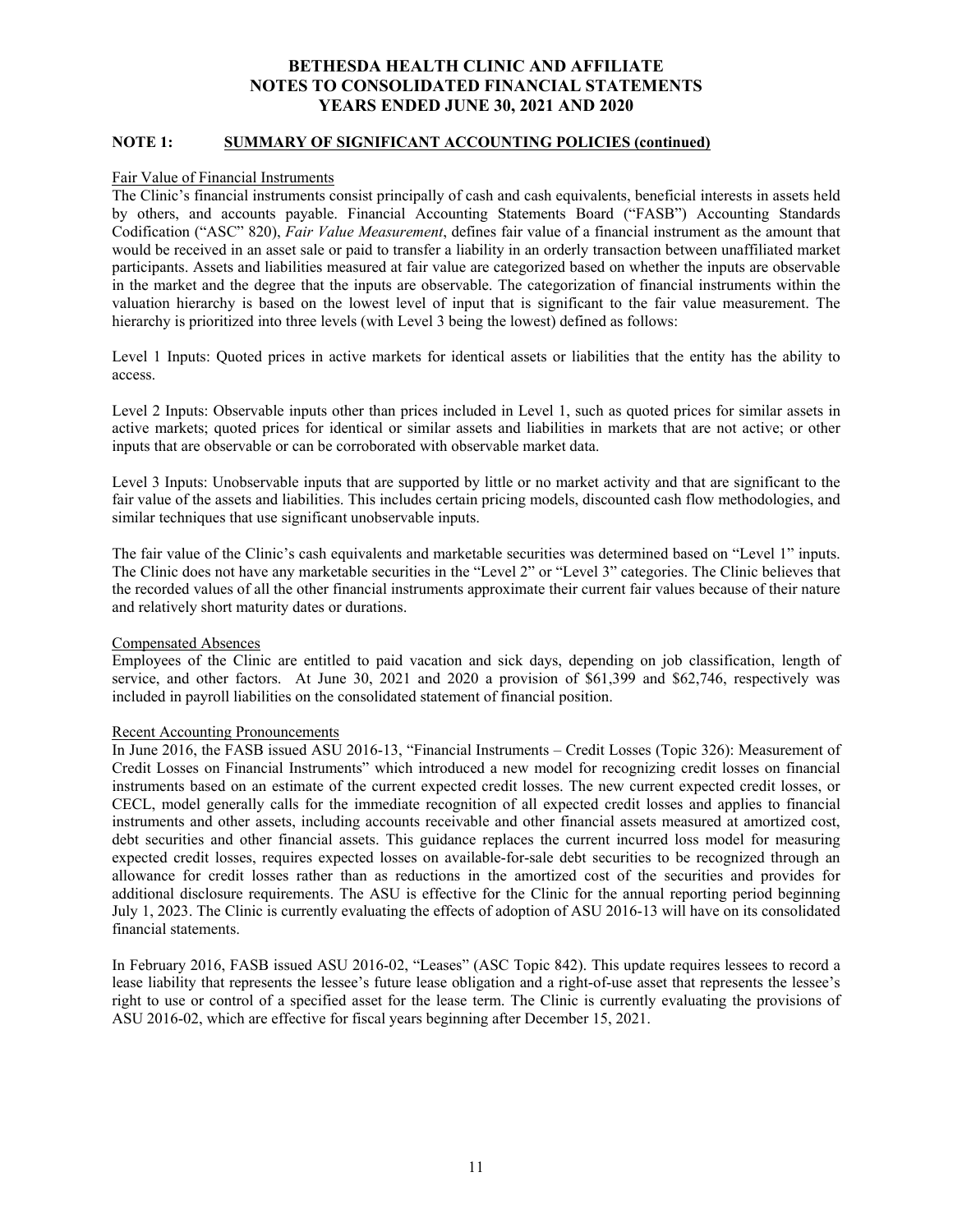# BETHESDA HEALTH CLINIC AND AFFILIATE
# NOTES TO CONSOLIDATED FINANCIAL STATEMENTS
# YEARS ENDED JUNE 30, 2021 AND 2020

## NOTE 1: SUMMARY OF SIGNIFICANT ACCOUNTING POLICIES (continued)

### Fair Value of Financial Instruments

The Clinic's financial instruments consist principally of cash and cash equivalents, beneficial interests in assets held by others, and accounts payable. Financial Accounting Statements Board ("FASB") Accounting Standards Codification ("ASC" 820), *Fair Value Measurement*, defines fair value of a financial instrument as the amount that would be received in an asset sale or paid to transfer a liability in an orderly transaction between unaffiliated market participants. Assets and liabilities measured at fair value are categorized based on whether the inputs are observable in the market and the degree that the inputs are observable. The categorization of financial instruments within the valuation hierarchy is based on the lowest level of input that is significant to the fair value measurement. The hierarchy is prioritized into three levels (with Level 3 being the lowest) defined as follows:

Level 1 Inputs: Quoted prices in active markets for identical assets or liabilities that the entity has the ability to access.

Level 2 Inputs: Observable inputs other than prices included in Level 1, such as quoted prices for similar assets in active markets; quoted prices for identical or similar assets and liabilities in markets that are not active; or other inputs that are observable or can be corroborated with observable market data.

Level 3 Inputs: Unobservable inputs that are supported by little or no market activity and that are significant to the fair value of the assets and liabilities. This includes certain pricing models, discounted cash flow methodologies, and similar techniques that use significant unobservable inputs.

The fair value of the Clinic's cash equivalents and marketable securities was determined based on "Level 1" inputs. The Clinic does not have any marketable securities in the "Level 2" or "Level 3" categories. The Clinic believes that the recorded values of all the other financial instruments approximate their current fair values because of their nature and relatively short maturity dates or durations.

### Compensated Absences

Employees of the Clinic are entitled to paid vacation and sick days, depending on job classification, length of service, and other factors. At June 30, 2021 and 2020 a provision of $61,399 and $62,746, respectively was included in payroll liabilities on the consolidated statement of financial position.

### Recent Accounting Pronouncements

In June 2016, the FASB issued ASU 2016-13, "Financial Instruments – Credit Losses (Topic 326): Measurement of Credit Losses on Financial Instruments" which introduced a new model for recognizing credit losses on financial instruments based on an estimate of the current expected credit losses. The new current expected credit losses, or CECL, model generally calls for the immediate recognition of all expected credit losses and applies to financial instruments and other assets, including accounts receivable and other financial assets measured at amortized cost, debt securities and other financial assets. This guidance replaces the current incurred loss model for measuring expected credit losses, requires expected losses on available-for-sale debt securities to be recognized through an allowance for credit losses rather than as reductions in the amortized cost of the securities and provides for additional disclosure requirements. The ASU is effective for the Clinic for the annual reporting period beginning July 1, 2023. The Clinic is currently evaluating the effects of adoption of ASU 2016-13 will have on its consolidated financial statements.

In February 2016, FASB issued ASU 2016-02, "Leases" (ASC Topic 842). This update requires lessees to record a lease liability that represents the lessee's future lease obligation and a right-of-use asset that represents the lessee's right to use or control of a specified asset for the lease term. The Clinic is currently evaluating the provisions of ASU 2016-02, which are effective for fiscal years beginning after December 15, 2021.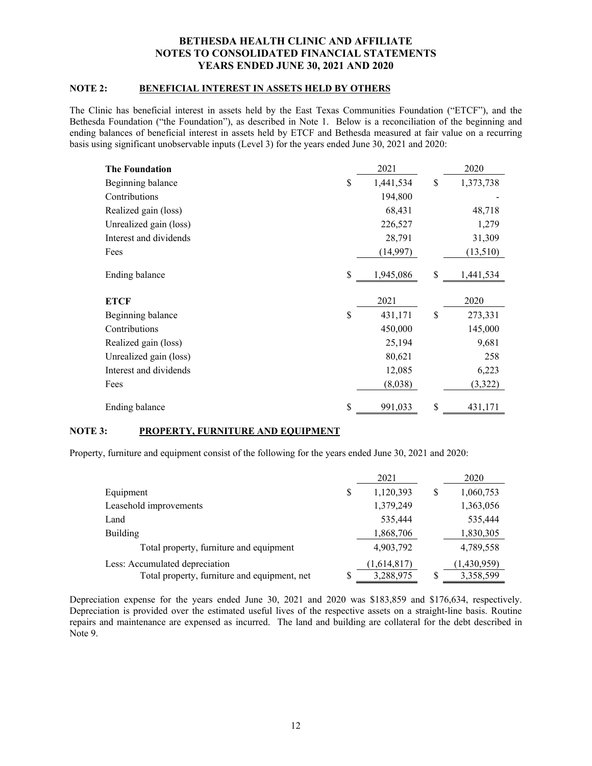**BETHESDA HEALTH CLINIC AND AFFILIATE**
**NOTES TO CONSOLIDATED FINANCIAL STATEMENTS**
**YEARS ENDED JUNE 30, 2021 AND 2020**

## NOTE 2: BENEFICIAL INTEREST IN ASSETS HELD BY OTHERS

The Clinic has beneficial interest in assets held by the East Texas Communities Foundation ("ETCF"), and the Bethesda Foundation ("the Foundation"), as described in Note 1. Below is a reconciliation of the beginning and ending balances of beneficial interest in assets held by ETCF and Bethesda measured at fair value on a recurring basis using significant unobservable inputs (Level 3) for the years ended June 30, 2021 and 2020:

| **The Foundation** | 2021 | 2020 |
|---|---|---|
| Beginning balance | $ 1,441,534 | $ 1,373,738 |
| Contributions | 194,800 | - |
| Realized gain (loss) | 68,431 | 48,718 |
| Unrealized gain (loss) | 226,527 | 1,279 |
| Interest and dividends | 28,791 | 31,309 |
| Fees | (14,997) | (13,510) |
| Ending balance | $ 1,945,086 | $ 1,441,534 |

| **ETCF** | 2021 | 2020 |
|---|---|---|
| Beginning balance | $ 431,171 | $ 273,331 |
| Contributions | 450,000 | 145,000 |
| Realized gain (loss) | 25,194 | 9,681 |
| Unrealized gain (loss) | 80,621 | 258 |
| Interest and dividends | 12,085 | 6,223 |
| Fees | (8,038) | (3,322) |
| Ending balance | $ 991,033 | $ 431,171 |

## NOTE 3: PROPERTY, FURNITURE AND EQUIPMENT

Property, furniture and equipment consist of the following for the years ended June 30, 2021 and 2020:

| | 2021 | 2020 |
|---|---|---|
| Equipment | $ 1,120,393 | $ 1,060,753 |
| Leasehold improvements | 1,379,249 | 1,363,056 |
| Land | 535,444 | 535,444 |
| Building | 1,868,706 | 1,830,305 |
| Total property, furniture and equipment | 4,903,792 | 4,789,558 |
| Less: Accumulated depreciation | (1,614,817) | (1,430,959) |
| Total property, furniture and equipment, net | $ 3,288,975 | $ 3,358,599 |

Depreciation expense for the years ended June 30, 2021 and 2020 was $183,859 and $176,634, respectively. Depreciation is provided over the estimated useful lives of the respective assets on a straight-line basis. Routine repairs and maintenance are expensed as incurred. The land and building are collateral for the debt described in Note 9.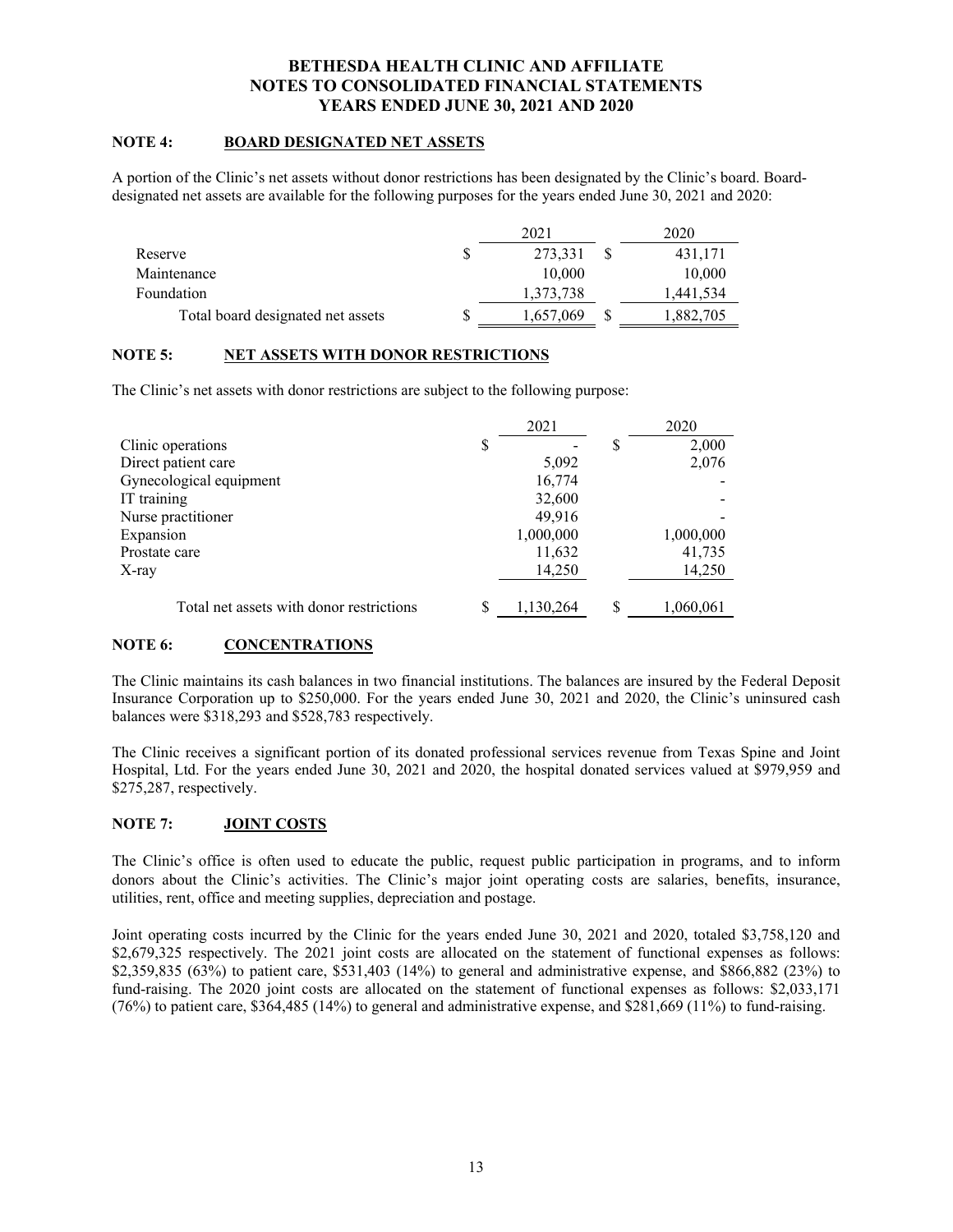# BETHESDA HEALTH CLINIC AND AFFILIATE
# NOTES TO CONSOLIDATED FINANCIAL STATEMENTS
# YEARS ENDED JUNE 30, 2021 AND 2020

## NOTE 4: BOARD DESIGNATED NET ASSETS

A portion of the Clinic's net assets without donor restrictions has been designated by the Clinic's board. Board-designated net assets are available for the following purposes for the years ended June 30, 2021 and 2020:

| | 2021 | 2020 |
|---|---|---|
| Reserve | $ 273,331 | $ 431,171 |
| Maintenance | 10,000 | 10,000 |
| Foundation | 1,373,738 | 1,441,534 |
| Total board designated net assets | $ 1,657,069 | $ 1,882,705 |

## NOTE 5: NET ASSETS WITH DONOR RESTRICTIONS

The Clinic's net assets with donor restrictions are subject to the following purpose:

| | 2021 | 2020 |
|---|---|---|
| Clinic operations | $ - | $ 2,000 |
| Direct patient care | 5,092 | 2,076 |
| Gynecological equipment | 16,774 | - |
| IT training | 32,600 | - |
| Nurse practitioner | 49,916 | - |
| Expansion | 1,000,000 | 1,000,000 |
| Prostate care | 11,632 | 41,735 |
| X-ray | 14,250 | 14,250 |
| Total net assets with donor restrictions | $ 1,130,264 | $ 1,060,061 |

## NOTE 6: CONCENTRATIONS

The Clinic maintains its cash balances in two financial institutions. The balances are insured by the Federal Deposit Insurance Corporation up to $250,000. For the years ended June 30, 2021 and 2020, the Clinic's uninsured cash balances were $318,293 and $528,783 respectively.

The Clinic receives a significant portion of its donated professional services revenue from Texas Spine and Joint Hospital, Ltd. For the years ended June 30, 2021 and 2020, the hospital donated services valued at $979,959 and $275,287, respectively.

## NOTE 7: JOINT COSTS

The Clinic's office is often used to educate the public, request public participation in programs, and to inform donors about the Clinic's activities. The Clinic's major joint operating costs are salaries, benefits, insurance, utilities, rent, office and meeting supplies, depreciation and postage.

Joint operating costs incurred by the Clinic for the years ended June 30, 2021 and 2020, totaled $3,758,120 and $2,679,325 respectively. The 2021 joint costs are allocated on the statement of functional expenses as follows: $2,359,835 (63%) to patient care, $531,403 (14%) to general and administrative expense, and $866,882 (23%) to fund-raising. The 2020 joint costs are allocated on the statement of functional expenses as follows: $2,033,171 (76%) to patient care, $364,485 (14%) to general and administrative expense, and $281,669 (11%) to fund-raising.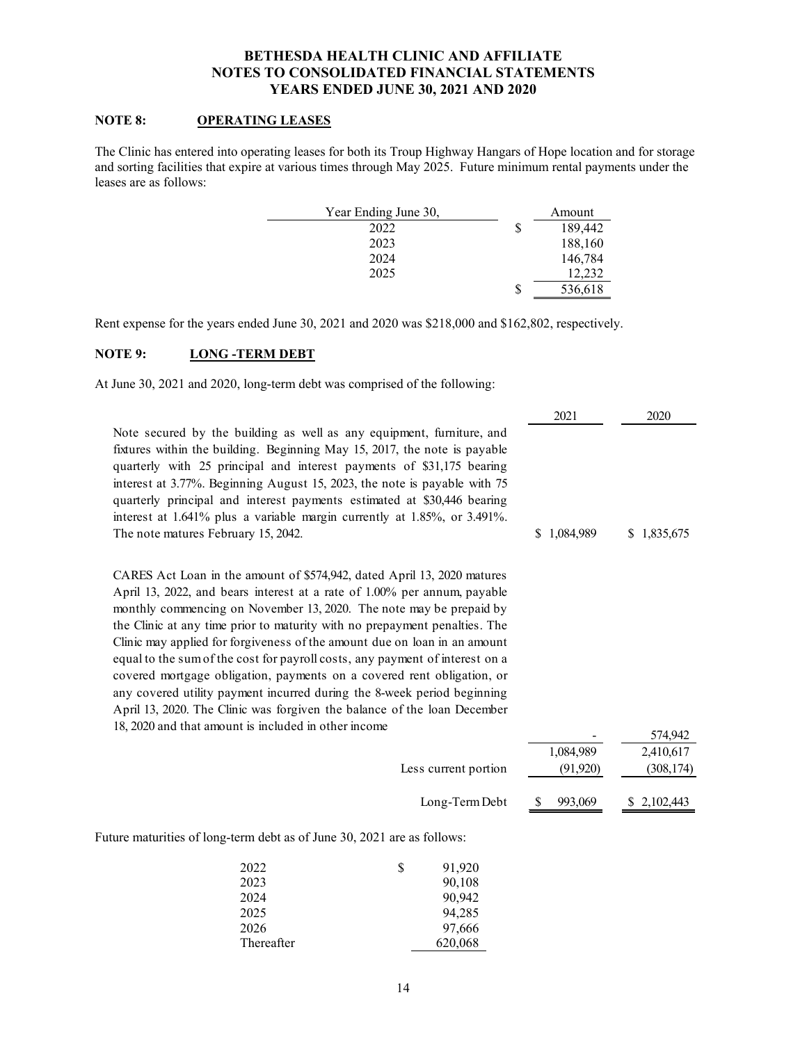# BETHESDA HEALTH CLINIC AND AFFILIATE
# NOTES TO CONSOLIDATED FINANCIAL STATEMENTS
# YEARS ENDED JUNE 30, 2021 AND 2020

## NOTE 8: OPERATING LEASES

The Clinic has entered into operating leases for both its Troup Highway Hangars of Hope location and for storage and sorting facilities that expire at various times through May 2025. Future minimum rental payments under the leases are as follows:

| Year Ending June 30, | Amount |
|---|---|
| 2022 | $ 189,442 |
| 2023 | 188,160 |
| 2024 | 146,784 |
| 2025 | 12,232 |
| | $ 536,618 |

Rent expense for the years ended June 30, 2021 and 2020 was $218,000 and $162,802, respectively.

## NOTE 9: LONG -TERM DEBT

At June 30, 2021 and 2020, long-term debt was comprised of the following:

| | 2021 | 2020 |
|---|---|---|
| Note secured by the building as well as any equipment, furniture, and fixtures within the building. Beginning May 15, 2017, the note is payable quarterly with 25 principal and interest payments of $31,175 bearing interest at 3.77%. Beginning August 15, 2023, the note is payable with 75 quarterly principal and interest payments estimated at $30,446 bearing interest at 1.641% plus a variable margin currently at 1.85%, or 3.491%. The note matures February 15, 2042. | $ 1,084,989 | $ 1,835,675 |
| CARES Act Loan in the amount of $574,942, dated April 13, 2020 matures April 13, 2022, and bears interest at a rate of 1.00% per annum, payable monthly commencing on November 13, 2020. The note may be prepaid by the Clinic at any time prior to maturity with no prepayment penalties. The Clinic may applied for forgiveness of the amount due on loan in an amount equal to the sum of the cost for payroll costs, any payment of interest on a covered mortgage obligation, payments on a covered rent obligation, or any covered utility payment incurred during the 8-week period beginning April 13, 2020. The Clinic was forgiven the balance of the loan December 18, 2020 and that amount is included in other income | - | 574,942 |
| | 1,084,989 | 2,410,617 |
| Less current portion | (91,920) | (308,174) |
| Long-Term Debt | $ 993,069 | $ 2,102,443 |

Future maturities of long-term debt as of June 30, 2021 are as follows:

| | |
|---|---|
| 2022 | $ 91,920 |
| 2023 | 90,108 |
| 2024 | 90,942 |
| 2025 | 94,285 |
| 2026 | 97,666 |
| Thereafter | 620,068 |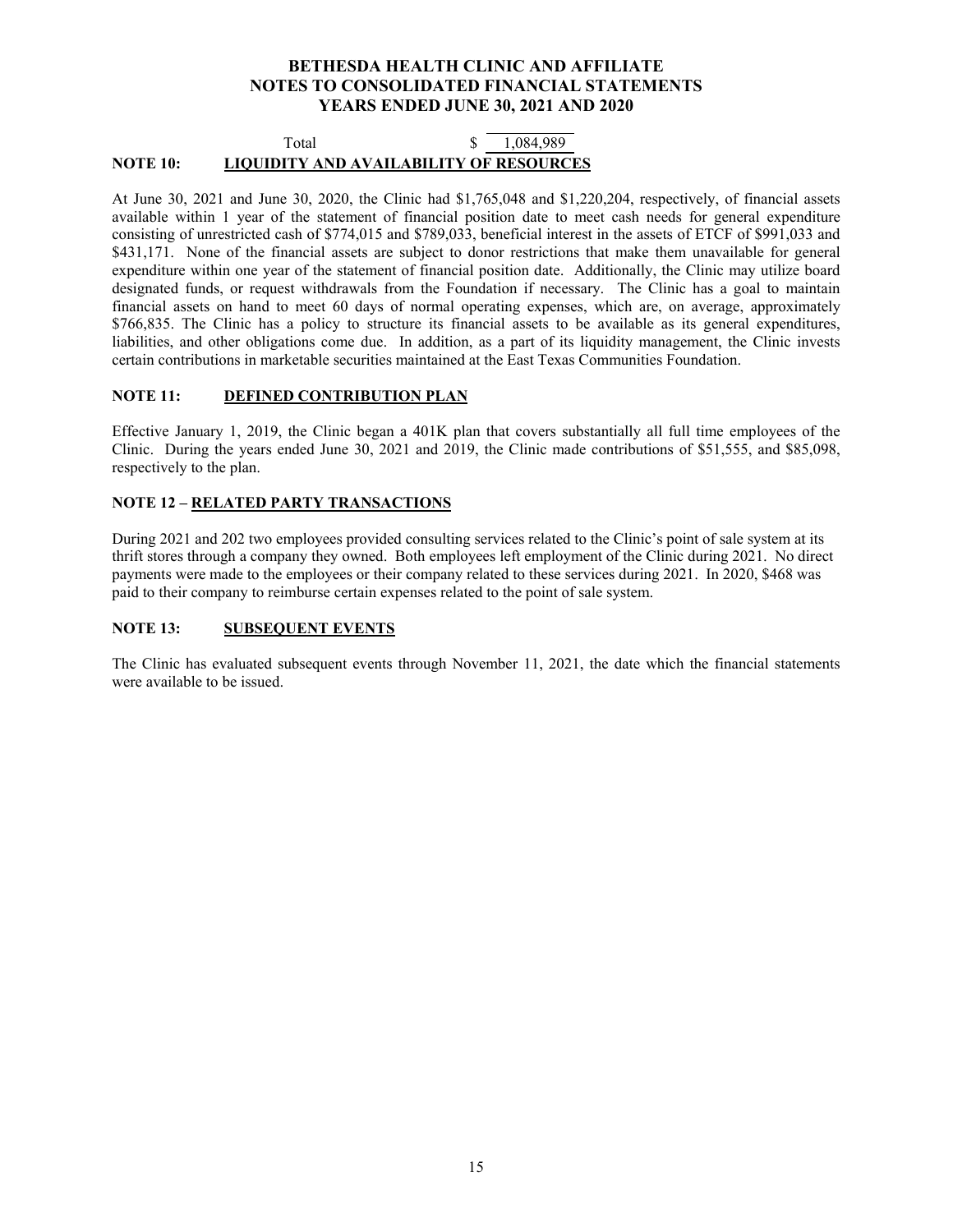| | |
|---|---|
| Total | $ 1,084,989 |

**NOTE 10: LIQUIDITY AND AVAILABILITY OF RESOURCES**

At June 30, 2021 and June 30, 2020, the Clinic had $1,765,048 and $1,220,204, respectively, of financial assets available within 1 year of the statement of financial position date to meet cash needs for general expenditure consisting of unrestricted cash of $774,015 and $789,033, beneficial interest in the assets of ETCF of $991,033 and $431,171. None of the financial assets are subject to donor restrictions that make them unavailable for general expenditure within one year of the statement of financial position date. Additionally, the Clinic may utilize board designated funds, or request withdrawals from the Foundation if necessary. The Clinic has a goal to maintain financial assets on hand to meet 60 days of normal operating expenses, which are, on average, approximately $766,835. The Clinic has a policy to structure its financial assets to be available as its general expenditures, liabilities, and other obligations come due. In addition, as a part of its liquidity management, the Clinic invests certain contributions in marketable securities maintained at the East Texas Communities Foundation.

**NOTE 11: DEFINED CONTRIBUTION PLAN**

Effective January 1, 2019, the Clinic began a 401K plan that covers substantially all full time employees of the Clinic. During the years ended June 30, 2021 and 2019, the Clinic made contributions of $51,555, and $85,098, respectively to the plan.

**NOTE 12 – RELATED PARTY TRANSACTIONS**

During 2021 and 202 two employees provided consulting services related to the Clinic's point of sale system at its thrift stores through a company they owned. Both employees left employment of the Clinic during 2021. No direct payments were made to the employees or their company related to these services during 2021. In 2020, $468 was paid to their company to reimburse certain expenses related to the point of sale system.

**NOTE 13: SUBSEQUENT EVENTS**

The Clinic has evaluated subsequent events through November 11, 2021, the date which the financial statements were available to be issued.